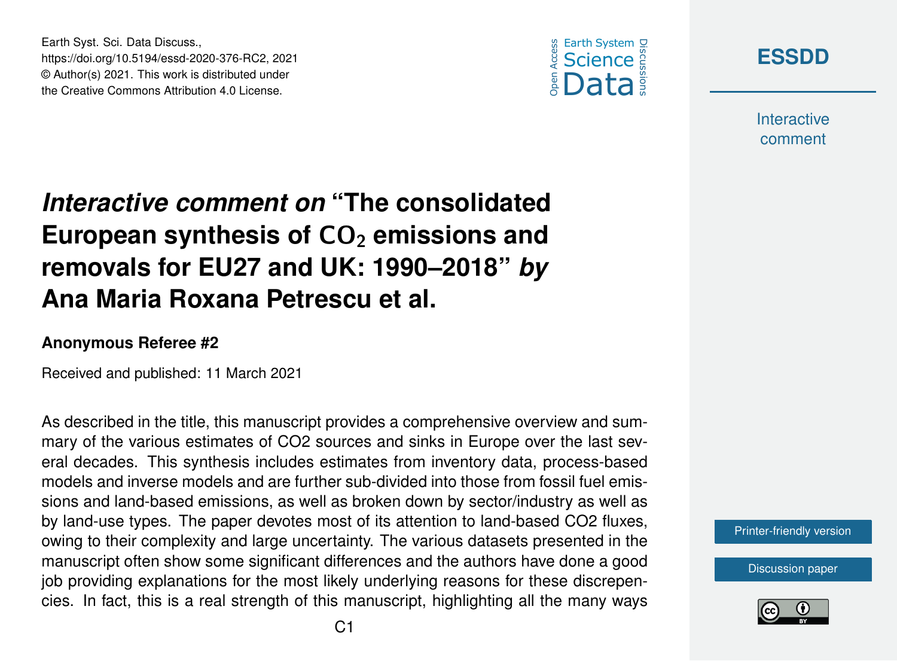# *Interactive comment on* "The consolidated European synthesis of $CO_2$ emissions and removals for EU27 and UK: 1990–2018" *by* Ana Maria Roxana Petrescu et al.

**Anonymous Referee #2**

Received and published: 11 March 2021

As described in the title, this manuscript provides a comprehensive overview and summary of the various estimates of CO2 sources and sinks in Europe over the last several decades. This synthesis includes estimates from inventory data, process-based models and inverse models and are further sub-divided into those from fossil fuel emissions and land-based emissions, as well as broken down by sector/industry as well as by land-use types. The paper devotes most of its attention to land-based CO2 fluxes, owing to their complexity and large uncertainty. The various datasets presented in the manuscript often show some significant differences and the authors have done a good job providing explanations for the most likely underlying reasons for these discrepencies. In fact, this is a real strength of this manuscript, highlighting all the many ways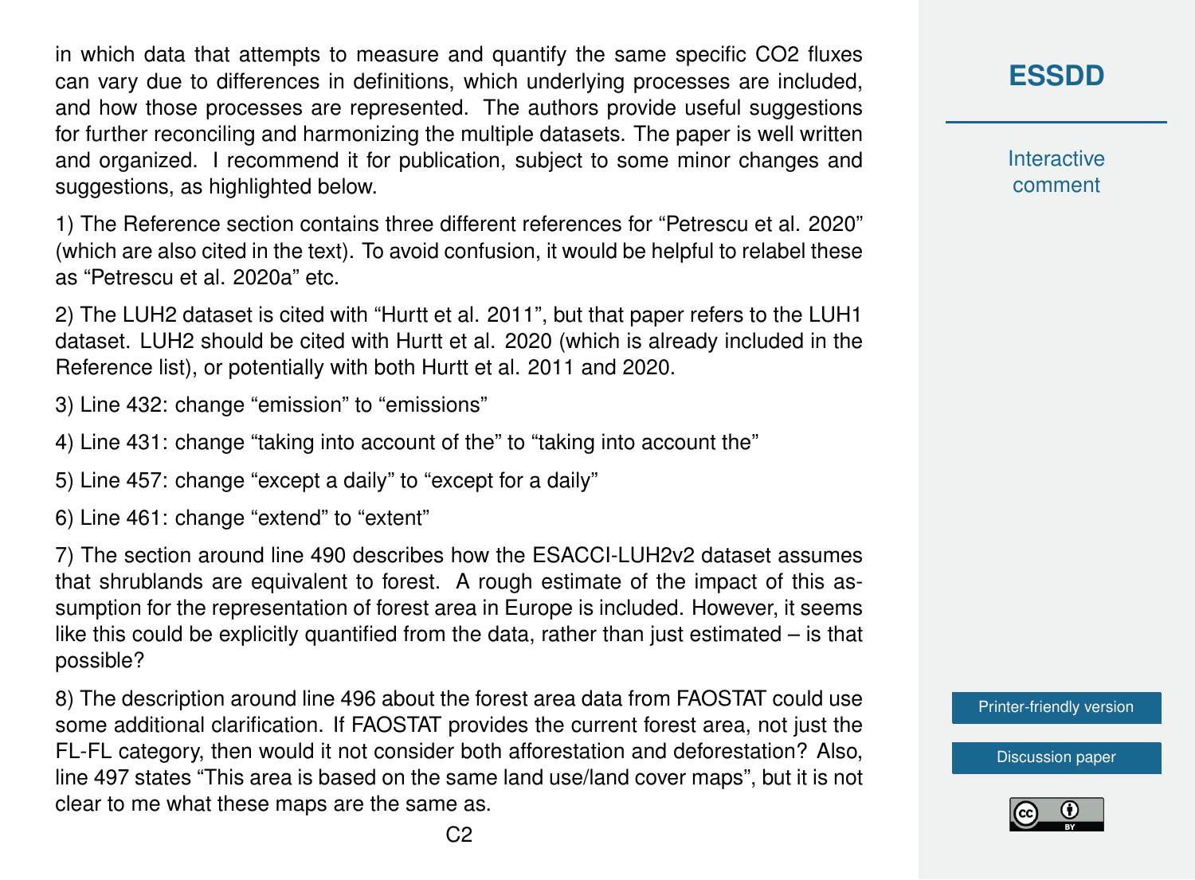in which data that attempts to measure and quantify the same specific $CO_2$ fluxes can vary due to differences in definitions, which underlying processes are included, and how those processes are represented. The authors provide useful suggestions for further reconciling and harmonizing the multiple datasets. The paper is well written and organized. I recommend it for publication, subject to some minor changes and suggestions, as highlighted below.

1) The Reference section contains three different references for "Petrescu et al. 2020" (which are also cited in the text). To avoid confusion, it would be helpful to relabel these as "Petrescu et al. 2020a" etc.

2) The LUH2 dataset is cited with "Hurtt et al. 2011", but that paper refers to the LUH1 dataset. LUH2 should be cited with Hurtt et al. 2020 (which is already included in the Reference list), or potentially with both Hurtt et al. 2011 and 2020.

3) Line 432: change "emission" to "emissions"

4) Line 431: change "taking into account of the" to "taking into account the"

5) Line 457: change "except a daily" to "except for a daily"

6) Line 461: change "extend" to "extent"

7) The section around line 490 describes how the ESACCI-LUH2v2 dataset assumes that shrublands are equivalent to forest. A rough estimate of the impact of this assumption for the representation of forest area in Europe is included. However, it seems like this could be explicitly quantified from the data, rather than just estimated – is that possible?

8) The description around line 496 about the forest area data from FAOSTAT could use some additional clarification. If FAOSTAT provides the current forest area, not just the FL-FL category, then would it not consider both afforestation and deforestation? Also, line 497 states "This area is based on the same land use/land cover maps", but it is not clear to me what these maps are the same as.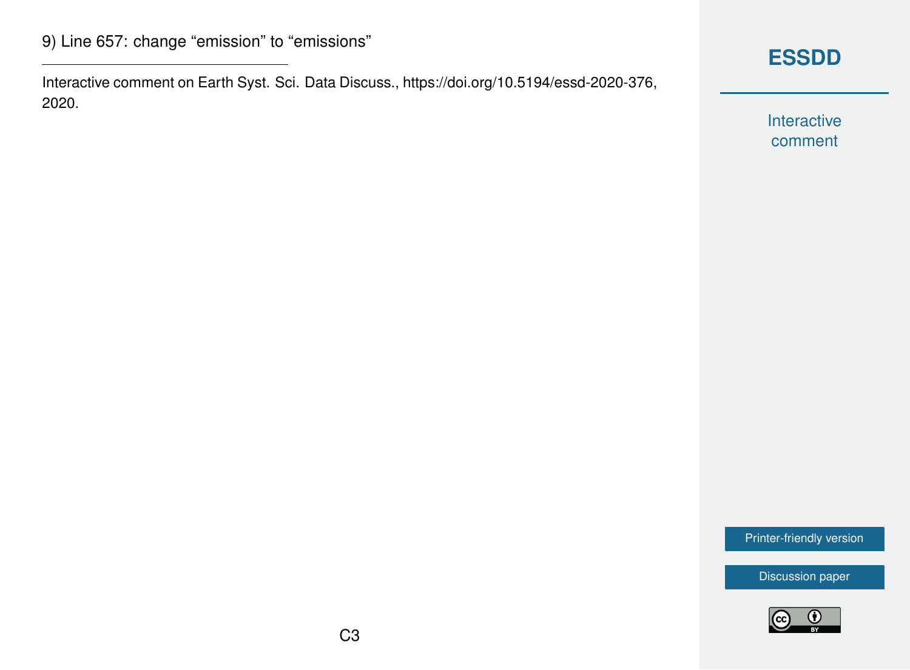9) Line 657: change “emission” to “emissions”

---

Interactive comment on Earth Syst. Sci. Data Discuss., https://doi.org/10.5194/essd-2020-376, 2020.